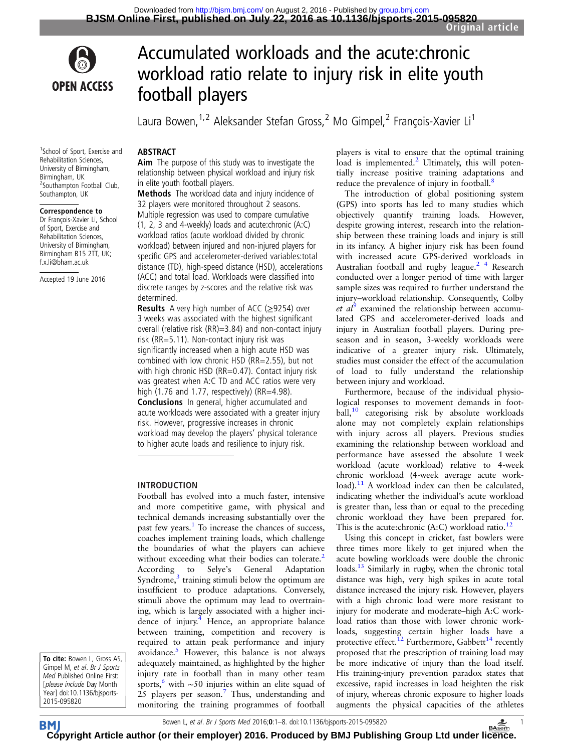# Accumulated workloads and the acute:chronic workload ratio relate to injury risk in elite youth football players

Laura Bowen,[1,2] Aleksander Stefan Gross,[2] Mo Gimpel,[2] François-Xavier Li[1]

[1]School of Sport, Exercise and Rehabilitation Sciences, University of Birmingham, Birmingham, UK
[2]Southampton Football Club, Southampton, UK

**Correspondence to**
Dr François-Xavier Li, School of Sport, Exercise and Rehabilitation Sciences, University of Birmingham, Birmingham B15 2TT, UK; f.x.li@bham.ac.uk

Accepted 19 June 2016

## ABSTRACT

**Aim** The purpose of this study was to investigate the relationship between physical workload and injury risk in elite youth football players.

**Methods** The workload data and injury incidence of 32 players were monitored throughout 2 seasons. Multiple regression was used to compare cumulative (1, 2, 3 and 4-weekly) loads and acute:chronic (A:C) workload ratios (acute workload divided by chronic workload) between injured and non-injured players for specific GPS and accelerometer-derived variables:total distance (TD), high-speed distance (HSD), accelerations (ACC) and total load. Workloads were classified into discrete ranges by z-scores and the relative risk was determined.

**Results** A very high number of ACC (≥9254) over 3 weeks was associated with the highest significant overall (relative risk (RR)=3.84) and non-contact injury risk (RR=5.11). Non-contact injury risk was significantly increased when a high acute HSD was combined with low chronic HSD (RR=2.55), but not with high chronic HSD (RR=0.47). Contact injury risk was greatest when A:C TD and ACC ratios were very high (1.76 and 1.77, respectively) (RR=4.98).

**Conclusions** In general, higher accumulated and acute workloads were associated with a greater injury risk. However, progressive increases in chronic workload may develop the players' physical tolerance to higher acute loads and resilience to injury risk.

## INTRODUCTION

Football has evolved into a much faster, intensive and more competitive game, with physical and technical demands increasing substantially over the past few years.[1] To increase the chances of success, coaches implement training loads, which challenge the boundaries of what the players can achieve without exceeding what their bodies can tolerate.[2] According to Selye's General Adaptation Syndrome,[3] training stimuli below the optimum are insufficient to produce adaptations. Conversely, stimuli above the optimum may lead to overtraining, which is largely associated with a higher incidence of injury.[4] Hence, an appropriate balance between training, competition and recovery is required to attain peak performance and injury avoidance.[5] However, this balance is not always adequately maintained, as highlighted by the higher injury rate in football than in many other team sports,[6] with ~50 injuries within an elite squad of 25 players per season.[7] Thus, understanding and monitoring the training programmes of football players is vital to ensure that the optimal training load is implemented.[2] Ultimately, this will potentially increase positive training adaptations and reduce the prevalence of injury in football.[8]

The introduction of global positioning system (GPS) into sports has led to many studies which objectively quantify training loads. However, despite growing interest, research into the relationship between these training loads and injury is still in its infancy. A higher injury risk has been found with increased acute GPS-derived workloads in Australian football and rugby league.[2,4] Research conducted over a longer period of time with larger sample sizes was required to further understand the injury–workload relationship. Consequently, Colby *et al*[9] examined the relationship between accumulated GPS and accelerometer-derived loads and injury in Australian football players. During preseason and in season, 3-weekly workloads were indicative of a greater injury risk. Ultimately, studies must consider the effect of the accumulation of load to fully understand the relationship between injury and workload.

Furthermore, because of the individual physiological responses to movement demands in football,[10] categorising risk by absolute workloads alone may not completely explain relationships with injury across all players. Previous studies examining the relationship between workload and performance have assessed the absolute 1 week workload (acute workload) relative to 4-week chronic workload (4-week average acute workload).[11] A workload index can then be calculated, indicating whether the individual's acute workload is greater than, less than or equal to the preceding chronic workload they have been prepared for. This is the acute:chronic (A:C) workload ratio.[12]

Using this concept in cricket, fast bowlers were three times more likely to get injured when the acute bowling workloads were double the chronic loads.[13] Similarly in rugby, when the chronic total distance was high, very high spikes in acute total distance increased the injury risk. However, players with a high chronic load were more resistant to injury for moderate and moderate–high A:C workload ratios than those with lower chronic workloads, suggesting certain higher loads have a protective effect.[12] Furthermore, Gabbett[14] recently proposed that the prescription of training load may be more indicative of injury than the load itself. His training-injury prevention paradox states that excessive, rapid increases in load heighten the risk of injury, whereas chronic exposure to higher loads augments the physical capacities of the athletes

**To cite:** Bowen L, Gross AS, Gimpel M, *et al. Br J Sports Med* Published Online First: [*please include* Day Month Year] doi:10.1136/bjsports-2015-095820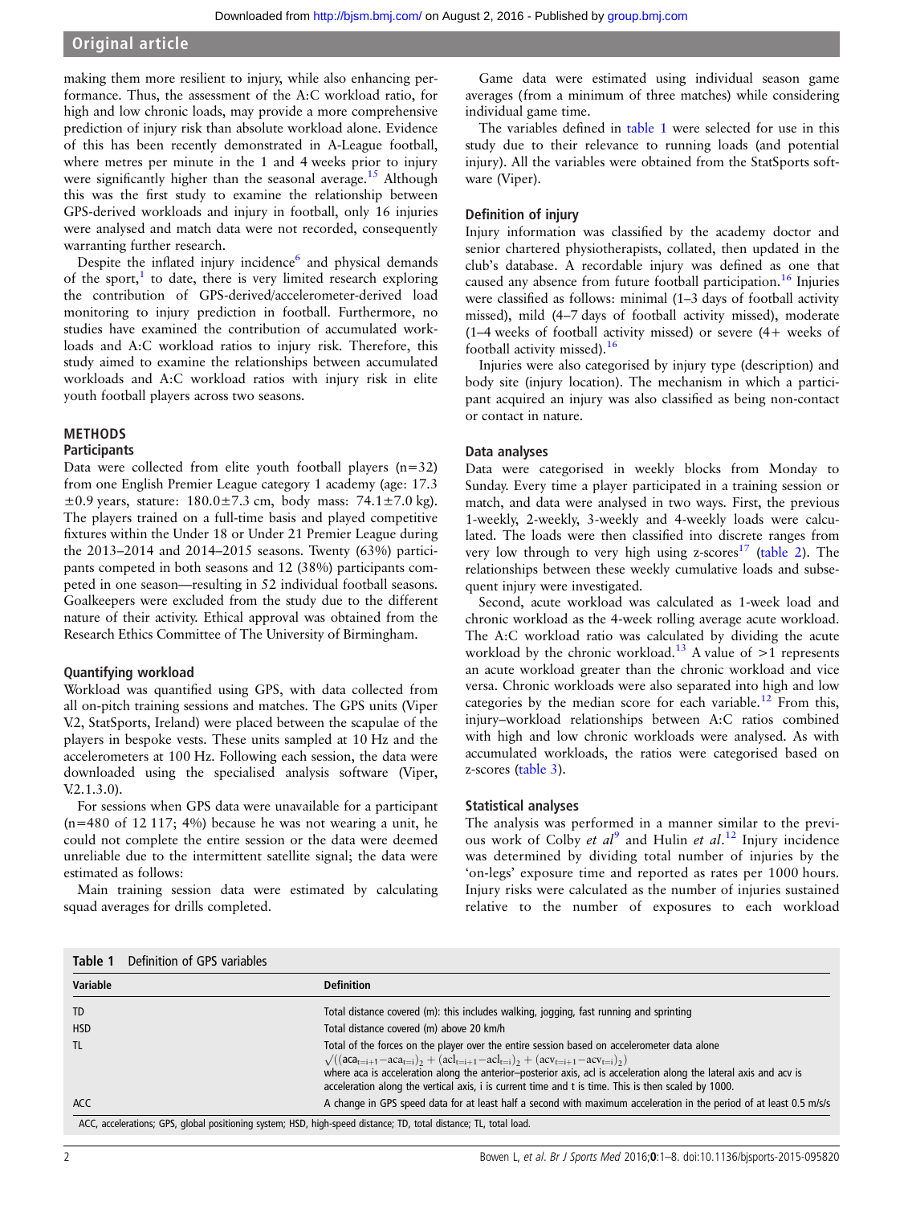making them more resilient to injury, while also enhancing performance. Thus, the assessment of the A:C workload ratio, for high and low chronic loads, may provide a more comprehensive prediction of injury risk than absolute workload alone. Evidence of this has been recently demonstrated in A-League football, where metres per minute in the 1 and 4 weeks prior to injury were significantly higher than the seasonal average.[15] Although this was the first study to examine the relationship between GPS-derived workloads and injury in football, only 16 injuries were analysed and match data were not recorded, consequently warranting further research.

Despite the inflated injury incidence[6] and physical demands of the sport,[1] to date, there is very limited research exploring the contribution of GPS-derived/accelerometer-derived load monitoring to injury prediction in football. Furthermore, no studies have examined the contribution of accumulated workloads and A:C workload ratios to injury risk. Therefore, this study aimed to examine the relationships between accumulated workloads and A:C workload ratios with injury risk in elite youth football players across two seasons.

## METHODS

### Participants

Data were collected from elite youth football players (n=32) from one English Premier League category 1 academy (age: 17.3±0.9 years, stature: 180.0±7.3 cm, body mass: 74.1±7.0 kg). The players trained on a full-time basis and played competitive fixtures within the Under 18 or Under 21 Premier League during the 2013–2014 and 2014–2015 seasons. Twenty (63%) participants competed in both seasons and 12 (38%) participants competed in one season—resulting in 52 individual football seasons. Goalkeepers were excluded from the study due to the different nature of their activity. Ethical approval was obtained from the Research Ethics Committee of The University of Birmingham.

### Quantifying workload

Workload was quantified using GPS, with data collected from all on-pitch training sessions and matches. The GPS units (Viper V.2, StatSports, Ireland) were placed between the scapulae of the players in bespoke vests. These units sampled at 10 Hz and the accelerometers at 100 Hz. Following each session, the data were downloaded using the specialised analysis software (Viper, V.2.1.3.0).

For sessions when GPS data were unavailable for a participant (n=480 of 12 117; 4%) because he was not wearing a unit, he could not complete the entire session or the data were deemed unreliable due to the intermittent satellite signal; the data were estimated as follows:

Main training session data were estimated by calculating squad averages for drills completed.

Game data were estimated using individual season game averages (from a minimum of three matches) while considering individual game time.

The variables defined in table 1 were selected for use in this study due to their relevance to running loads (and potential injury). All the variables were obtained from the StatSports software (Viper).

### Definition of injury

Injury information was classified by the academy doctor and senior chartered physiotherapists, collated, then updated in the club's database. A recordable injury was defined as one that caused any absence from future football participation.[16] Injuries were classified as follows: minimal (1–3 days of football activity missed), mild (4–7 days of football activity missed), moderate (1–4 weeks of football activity missed) or severe (4+ weeks of football activity missed).[16]

Injuries were also categorised by injury type (description) and body site (injury location). The mechanism in which a participant acquired an injury was also classified as being non-contact or contact in nature.

### Data analyses

Data were categorised in weekly blocks from Monday to Sunday. Every time a player participated in a training session or match, and data were analysed in two ways. First, the previous 1-weekly, 2-weekly, 3-weekly and 4-weekly loads were calculated. The loads were then classified into discrete ranges from very low through to very high using z-scores[17] (table 2). The relationships between these weekly cumulative loads and subsequent injury were investigated.

Second, acute workload was calculated as 1-week load and chronic workload as the 4-week rolling average acute workload. The A:C workload ratio was calculated by dividing the acute workload by the chronic workload.[13] A value of >1 represents an acute workload greater than the chronic workload and vice versa. Chronic workloads were also separated into high and low categories by the median score for each variable.[12] From this, injury–workload relationships between A:C ratios combined with high and low chronic workloads were analysed. As with accumulated workloads, the ratios were categorised based on z-scores (table 3).

### Statistical analyses

The analysis was performed in a manner similar to the previous work of Colby *et al*[9] and Hulin *et al*.[12] Injury incidence was determined by dividing total number of injuries by the 'on-legs' exposure time and reported as rates per 1000 hours. Injury risks were calculated as the number of injuries sustained relative to the number of exposures to each workload

**Table 1** Definition of GPS variables

| Variable | Definition |
|---|---|
| TD | Total distance covered (m): this includes walking, jogging, fast running and sprinting |
| HSD | Total distance covered (m) above 20 km/h |
| TL | Total of the forces on the player over the entire session based on accelerometer data alone<br>$\sqrt{((aca_{t=i+1}-aca_{t=i})_2 + (acl_{t=i+1}-acl_{t=i})_2 + (acv_{t=i+1}-acv_{t=i})_2)}$<br>where aca is acceleration along the anterior–posterior axis, acl is acceleration along the lateral axis and acv is acceleration along the vertical axis, i is current time and t is time. This is then scaled by 1000. |
| ACC | A change in GPS speed data for at least half a second with maximum acceleration in the period of at least 0.5 m/s/s |

ACC, accelerations; GPS, global positioning system; HSD, high-speed distance; TD, total distance; TL, total load.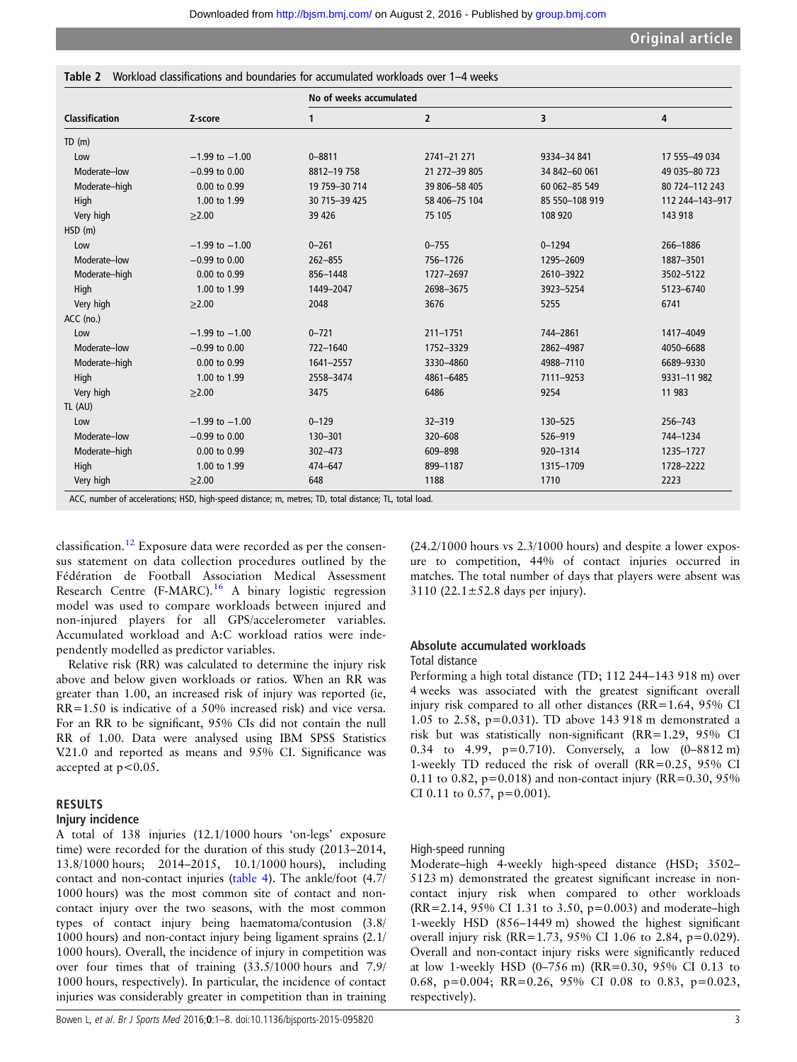**Table 2** Workload classifications and boundaries for accumulated workloads over 1–4 weeks

| Classification | Z-score | No of weeks accumulated | | | |
|---|---|---|---|---|---|
| | | 1 | 2 | 3 | 4 |
| TD (m) | | | | | |
| Low | −1.99 to −1.00 | 0–8811 | 2741–21 271 | 9334–34 841 | 17 555–49 034 |
| Moderate–low | −0.99 to 0.00 | 8812–19 758 | 21 272–39 805 | 34 842–60 061 | 49 035–80 723 |
| Moderate–high | 0.00 to 0.99 | 19 759–30 714 | 39 806–58 405 | 60 062–85 549 | 80 724–112 243 |
| High | 1.00 to 1.99 | 30 715–39 425 | 58 406–75 104 | 85 550–108 919 | 112 244–143–917 |
| Very high | ≥2.00 | 39 426 | 75 105 | 108 920 | 143 918 |
| HSD (m) | | | | | |
| Low | −1.99 to −1.00 | 0–261 | 0–755 | 0–1294 | 266–1886 |
| Moderate–low | −0.99 to 0.00 | 262–855 | 756–1726 | 1295–2609 | 1887–3501 |
| Moderate–high | 0.00 to 0.99 | 856–1448 | 1727–2697 | 2610–3922 | 3502–5122 |
| High | 1.00 to 1.99 | 1449–2047 | 2698–3675 | 3923–5254 | 5123–6740 |
| Very high | ≥2.00 | 2048 | 3676 | 5255 | 6741 |
| ACC (no.) | | | | | |
| Low | −1.99 to −1.00 | 0–721 | 211–1751 | 744–2861 | 1417–4049 |
| Moderate–low | −0.99 to 0.00 | 722–1640 | 1752–3329 | 2862–4987 | 4050–6688 |
| Moderate–high | 0.00 to 0.99 | 1641–2557 | 3330–4860 | 4988–7110 | 6689–9330 |
| High | 1.00 to 1.99 | 2558–3474 | 4861–6485 | 7111–9253 | 9331–11 982 |
| Very high | ≥2.00 | 3475 | 6486 | 9254 | 11 983 |
| TL (AU) | | | | | |
| Low | −1.99 to −1.00 | 0–129 | 32–319 | 130–525 | 256–743 |
| Moderate–low | −0.99 to 0.00 | 130–301 | 320–608 | 526–919 | 744–1234 |
| Moderate–high | 0.00 to 0.99 | 302–473 | 609–898 | 920–1314 | 1235–1727 |
| High | 1.00 to 1.99 | 474–647 | 899–1187 | 1315–1709 | 1728–2222 |
| Very high | ≥2.00 | 648 | 1188 | 1710 | 2223 |

ACC, number of accelerations; HSD, high-speed distance; m, metres; TD, total distance; TL, total load.

classification.[12] Exposure data were recorded as per the consensus statement on data collection procedures outlined by the Fédération de Football Association Medical Assessment Research Centre (F-MARC).[16] A binary logistic regression model was used to compare workloads between injured and non-injured players for all GPS/accelerometer variables. Accumulated workload and A:C workload ratios were independently modelled as predictor variables.

Relative risk (RR) was calculated to determine the injury risk above and below given workloads or ratios. When an RR was greater than 1.00, an increased risk of injury was reported (ie, RR=1.50 is indicative of a 50% increased risk) and vice versa. For an RR to be significant, 95% CIs did not contain the null RR of 1.00. Data were analysed using IBM SPSS Statistics V.21.0 and reported as means and 95% CI. Significance was accepted at $p<0.05$.

## RESULTS

### Injury incidence

A total of 138 injuries (12.1/1000 hours 'on-legs' exposure time) were recorded for the duration of this study (2013–2014, 13.8/1000 hours; 2014–2015, 10.1/1000 hours), including contact and non-contact injuries (table 4). The ankle/foot (4.7/1000 hours) was the most common site of contact and non-contact injury over the two seasons, with the most common types of contact injury being haematoma/contusion (3.8/1000 hours) and non-contact injury being ligament sprains (2.1/1000 hours). Overall, the incidence of injury in competition was over four times that of training (33.5/1000 hours and 7.9/1000 hours, respectively). In particular, the incidence of contact injuries was considerably greater in competition than in training (24.2/1000 hours vs 2.3/1000 hours) and despite a lower exposure to competition, 44% of contact injuries occurred in matches. The total number of days that players were absent was 3110 (22.1±52.8 days per injury).

### Absolute accumulated workloads

#### Total distance

Performing a high total distance (TD; 112 244–143 918 m) over 4 weeks was associated with the greatest significant overall injury risk compared to all other distances (RR=1.64, 95% CI 1.05 to 2.58, p=0.031). TD above 143 918 m demonstrated a risk but was statistically non-significant (RR=1.29, 95% CI 0.34 to 4.99, p=0.710). Conversely, a low (0–8812 m) 1-weekly TD reduced the risk of overall (RR=0.25, 95% CI 0.11 to 0.82, p=0.018) and non-contact injury (RR=0.30, 95% CI 0.11 to 0.57, p=0.001).

#### High-speed running

Moderate–high 4-weekly high-speed distance (HSD; 3502–5123 m) demonstrated the greatest significant increase in non-contact injury risk when compared to other workloads (RR=2.14, 95% CI 1.31 to 3.50, p=0.003) and moderate–high 1-weekly HSD (856–1449 m) showed the highest significant overall injury risk (RR=1.73, 95% CI 1.16 to 2.84, p=0.029). Overall and non-contact injury risks were significantly reduced at low 1-weekly HSD (0–756 m) (RR=0.30, 95% CI 0.13 to 0.68, p=0.004; RR=0.26, 95% CI 0.08 to 0.83, p=0.023, respectively).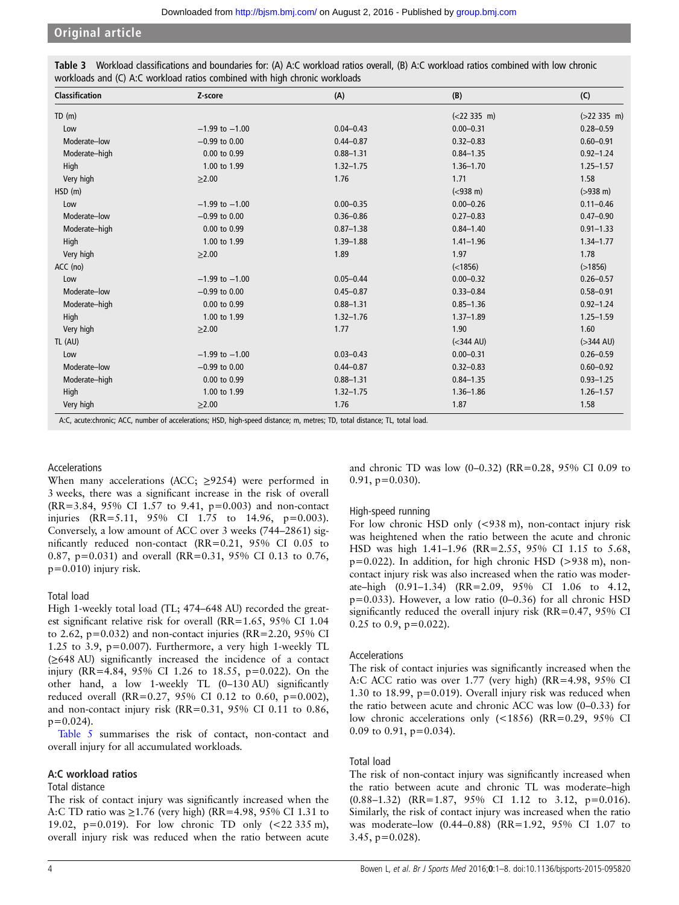**Table 3** Workload classifications and boundaries for: (A) A:C workload ratios overall, (B) A:C workload ratios combined with low chronic workloads and (C) A:C workload ratios combined with high chronic workloads

| Classification | Z-score | (A) | (B) | (C) |
|---|---|---|---|---|
| TD (m) | | | (<22 335 m) | (>22 335 m) |
| Low | −1.99 to −1.00 | 0.04–0.43 | 0.00–0.31 | 0.28–0.59 |
| Moderate–low | −0.99 to 0.00 | 0.44–0.87 | 0.32–0.83 | 0.60–0.91 |
| Moderate–high | 0.00 to 0.99 | 0.88–1.31 | 0.84–1.35 | 0.92–1.24 |
| High | 1.00 to 1.99 | 1.32–1.75 | 1.36–1.70 | 1.25–1.57 |
| Very high | ≥2.00 | 1.76 | 1.71 | 1.58 |
| HSD (m) | | | (<938 m) | (>938 m) |
| Low | −1.99 to −1.00 | 0.00–0.35 | 0.00–0.26 | 0.11–0.46 |
| Moderate–low | −0.99 to 0.00 | 0.36–0.86 | 0.27–0.83 | 0.47–0.90 |
| Moderate–high | 0.00 to 0.99 | 0.87–1.38 | 0.84–1.40 | 0.91–1.33 |
| High | 1.00 to 1.99 | 1.39–1.88 | 1.41–1.96 | 1.34–1.77 |
| Very high | ≥2.00 | 1.89 | 1.97 | 1.78 |
| ACC (no) | | | (<1856) | (>1856) |
| Low | −1.99 to −1.00 | 0.05–0.44 | 0.00–0.32 | 0.26–0.57 |
| Moderate–low | −0.99 to 0.00 | 0.45–0.87 | 0.33–0.84 | 0.58–0.91 |
| Moderate–high | 0.00 to 0.99 | 0.88–1.31 | 0.85–1.36 | 0.92–1.24 |
| High | 1.00 to 1.99 | 1.32–1.76 | 1.37–1.89 | 1.25–1.59 |
| Very high | ≥2.00 | 1.77 | 1.90 | 1.60 |
| TL (AU) | | | (<344 AU) | (>344 AU) |
| Low | −1.99 to −1.00 | 0.03–0.43 | 0.00–0.31 | 0.26–0.59 |
| Moderate–low | −0.99 to 0.00 | 0.44–0.87 | 0.32–0.83 | 0.60–0.92 |
| Moderate–high | 0.00 to 0.99 | 0.88–1.31 | 0.84–1.35 | 0.93–1.25 |
| High | 1.00 to 1.99 | 1.32–1.75 | 1.36–1.86 | 1.26–1.57 |
| Very high | ≥2.00 | 1.76 | 1.87 | 1.58 |

A:C, acute:chronic; ACC, number of accelerations; HSD, high-speed distance; m, metres; TD, total distance; TL, total load.

### Accelerations

When many accelerations (ACC; ≥9254) were performed in 3 weeks, there was a significant increase in the risk of overall (RR=3.84, 95% CI 1.57 to 9.41, p=0.003) and non-contact injuries (RR=5.11, 95% CI 1.75 to 14.96, p=0.003). Conversely, a low amount of ACC over 3 weeks (744–2861) significantly reduced non-contact (RR=0.21, 95% CI 0.05 to 0.87, p=0.031) and overall (RR=0.31, 95% CI 0.13 to 0.76, p=0.010) injury risk.

### Total load

High 1-weekly total load (TL; 474–648 AU) recorded the greatest significant relative risk for overall (RR=1.65, 95% CI 1.04 to 2.62, p=0.032) and non-contact injuries (RR=2.20, 95% CI 1.25 to 3.9, p=0.007). Furthermore, a very high 1-weekly TL (≥648 AU) significantly increased the incidence of a contact injury (RR=4.84, 95% CI 1.26 to 18.55, p=0.022). On the other hand, a low 1-weekly TL (0–130 AU) significantly reduced overall (RR=0.27, 95% CI 0.12 to 0.60, p=0.002), and non-contact injury risk (RR=0.31, 95% CI 0.11 to 0.86, p=0.024).

Table 5 summarises the risk of contact, non-contact and overall injury for all accumulated workloads.

## A:C workload ratios

### Total distance

The risk of contact injury was significantly increased when the A:C TD ratio was ≥1.76 (very high) (RR=4.98, 95% CI 1.31 to 19.02, p=0.019). For low chronic TD only (<22 335 m), overall injury risk was reduced when the ratio between acute and chronic TD was low (0–0.32) (RR=0.28, 95% CI 0.09 to 0.91, p=0.030).

### High-speed running

For low chronic HSD only (<938 m), non-contact injury risk was heightened when the ratio between the acute and chronic HSD was high 1.41–1.96 (RR=2.55, 95% CI 1.15 to 5.68, p=0.022). In addition, for high chronic HSD (>938 m), non-contact injury risk was also increased when the ratio was moderate–high (0.91–1.34) (RR=2.09, 95% CI 1.06 to 4.12, p=0.033). However, a low ratio (0–0.36) for all chronic HSD significantly reduced the overall injury risk (RR=0.47, 95% CI 0.25 to 0.9, p=0.022).

### Accelerations

The risk of contact injuries was significantly increased when the A:C ACC ratio was over 1.77 (very high) (RR=4.98, 95% CI 1.30 to 18.99, p=0.019). Overall injury risk was reduced when the ratio between acute and chronic ACC was low (0–0.33) for low chronic accelerations only (<1856) (RR=0.29, 95% CI 0.09 to 0.91, p=0.034).

### Total load

The risk of non-contact injury was significantly increased when the ratio between acute and chronic TL was moderate–high (0.88–1.32) (RR=1.87, 95% CI 1.12 to 3.12, p=0.016). Similarly, the risk of contact injury was increased when the ratio was moderate–low (0.44–0.88) (RR=1.92, 95% CI 1.07 to 3.45, p=0.028).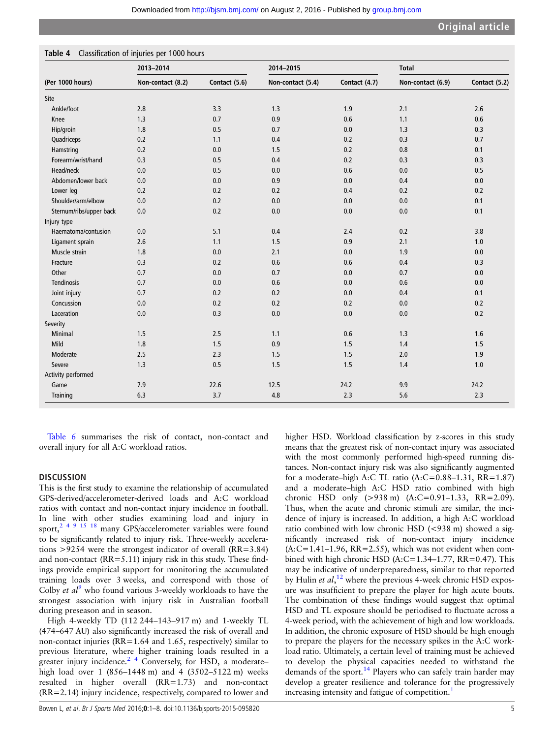**Table 4** Classification of injuries per 1000 hours

| (Per 1000 hours) | 2013–2014 | | 2014–2015 | | Total | |
|---|---|---|---|---|---|---|
| | Non-contact (8.2) | Contact (5.6) | Non-contact (5.4) | Contact (4.7) | Non-contact (6.9) | Contact (5.2) |
| **Site** | | | | | | |
| Ankle/foot | 2.8 | 3.3 | 1.3 | 1.9 | 2.1 | 2.6 |
| Knee | 1.3 | 0.7 | 0.9 | 0.6 | 1.1 | 0.6 |
| Hip/groin | 1.8 | 0.5 | 0.7 | 0.0 | 1.3 | 0.3 |
| Quadriceps | 0.2 | 1.1 | 0.4 | 0.2 | 0.3 | 0.7 |
| Hamstring | 0.2 | 0.0 | 1.5 | 0.2 | 0.8 | 0.1 |
| Forearm/wrist/hand | 0.3 | 0.5 | 0.4 | 0.2 | 0.3 | 0.3 |
| Head/neck | 0.0 | 0.5 | 0.0 | 0.6 | 0.0 | 0.5 |
| Abdomen/lower back | 0.0 | 0.0 | 0.9 | 0.0 | 0.4 | 0.0 |
| Lower leg | 0.2 | 0.2 | 0.2 | 0.4 | 0.2 | 0.2 |
| Shoulder/arm/elbow | 0.0 | 0.2 | 0.0 | 0.0 | 0.0 | 0.1 |
| Sternum/ribs/upper back | 0.0 | 0.2 | 0.0 | 0.0 | 0.0 | 0.1 |
| **Injury type** | | | | | | |
| Haematoma/contusion | 0.0 | 5.1 | 0.4 | 2.4 | 0.2 | 3.8 |
| Ligament sprain | 2.6 | 1.1 | 1.5 | 0.9 | 2.1 | 1.0 |
| Muscle strain | 1.8 | 0.0 | 2.1 | 0.0 | 1.9 | 0.0 |
| Fracture | 0.3 | 0.2 | 0.6 | 0.6 | 0.4 | 0.3 |
| Other | 0.7 | 0.0 | 0.7 | 0.0 | 0.7 | 0.0 |
| Tendinosis | 0.7 | 0.0 | 0.6 | 0.0 | 0.6 | 0.0 |
| Joint injury | 0.7 | 0.2 | 0.2 | 0.0 | 0.4 | 0.1 |
| Concussion | 0.0 | 0.2 | 0.2 | 0.2 | 0.0 | 0.2 |
| Laceration | 0.0 | 0.3 | 0.0 | 0.0 | 0.0 | 0.2 |
| **Severity** | | | | | | |
| Minimal | 1.5 | 2.5 | 1.1 | 0.6 | 1.3 | 1.6 |
| Mild | 1.8 | 1.5 | 0.9 | 1.5 | 1.4 | 1.5 |
| Moderate | 2.5 | 2.3 | 1.5 | 1.5 | 2.0 | 1.9 |
| Severe | 1.3 | 0.5 | 1.5 | 1.5 | 1.4 | 1.0 |
| **Activity performed** | | | | | | |
| Game | 7.9 | 22.6 | 12.5 | 24.2 | 9.9 | 24.2 |
| Training | 6.3 | 3.7 | 4.8 | 2.3 | 5.6 | 2.3 |

Table 6 summarises the risk of contact, non-contact and overall injury for all A:C workload ratios.

## DISCUSSION

This is the first study to examine the relationship of accumulated GPS-derived/accelerometer-derived loads and A:C workload ratios with contact and non-contact injury incidence in football. In line with other studies examining load and injury in sport,[2 4 9 15 18] many GPS/accelerometer variables were found to be significantly related to injury risk. Three-weekly accelerations >9254 were the strongest indicator of overall (RR=3.84) and non-contact (RR=5.11) injury risk in this study. These findings provide empirical support for monitoring the accumulated training loads over 3 weeks, and correspond with those of Colby *et al*[9] who found various 3-weekly workloads to have the strongest association with injury risk in Australian football during preseason and in season.

High 4-weekly TD (112 244–143–917 m) and 1-weekly TL (474–647 AU) also significantly increased the risk of overall and non-contact injuries (RR=1.64 and 1.65, respectively) similar to previous literature, where higher training loads resulted in a greater injury incidence.[2 4] Conversely, for HSD, a moderate–high load over 1 (856–1448 m) and 4 (3502–5122 m) weeks resulted in higher overall (RR=1.73) and non-contact (RR=2.14) injury incidence, respectively, compared to lower and higher HSD. Workload classification by z-scores in this study means that the greatest risk of non-contact injury was associated with the most commonly performed high-speed running distances. Non-contact injury risk was also significantly augmented for a moderate–high A:C TL ratio (A:C=0.88–1.31, RR=1.87) and a moderate–high A:C HSD ratio combined with high chronic HSD only (>938 m) (A:C=0.91–1.33, RR=2.09). Thus, when the acute and chronic stimuli are similar, the incidence of injury is increased. In addition, a high A:C workload ratio combined with low chronic HSD (<938 m) showed a significantly increased risk of non-contact injury incidence (A:C=1.41–1.96, RR=2.55), which was not evident when combined with high chronic HSD (A:C=1.34–1.77, RR=0.47). This may be indicative of underpreparedness, similar to that reported by Hulin *et al*,[12] where the previous 4-week chronic HSD exposure was insufficient to prepare the player for high acute bouts. The combination of these findings would suggest that optimal HSD and TL exposure should be periodised to fluctuate across a 4-week period, with the achievement of high and low workloads. In addition, the chronic exposure of HSD should be high enough to prepare the players for the necessary spikes in the A:C workload ratio. Ultimately, a certain level of training must be achieved to develop the physical capacities needed to withstand the demands of the sport.[14] Players who can safely train harder may develop a greater resilience and tolerance for the progressively increasing intensity and fatigue of competition.[1]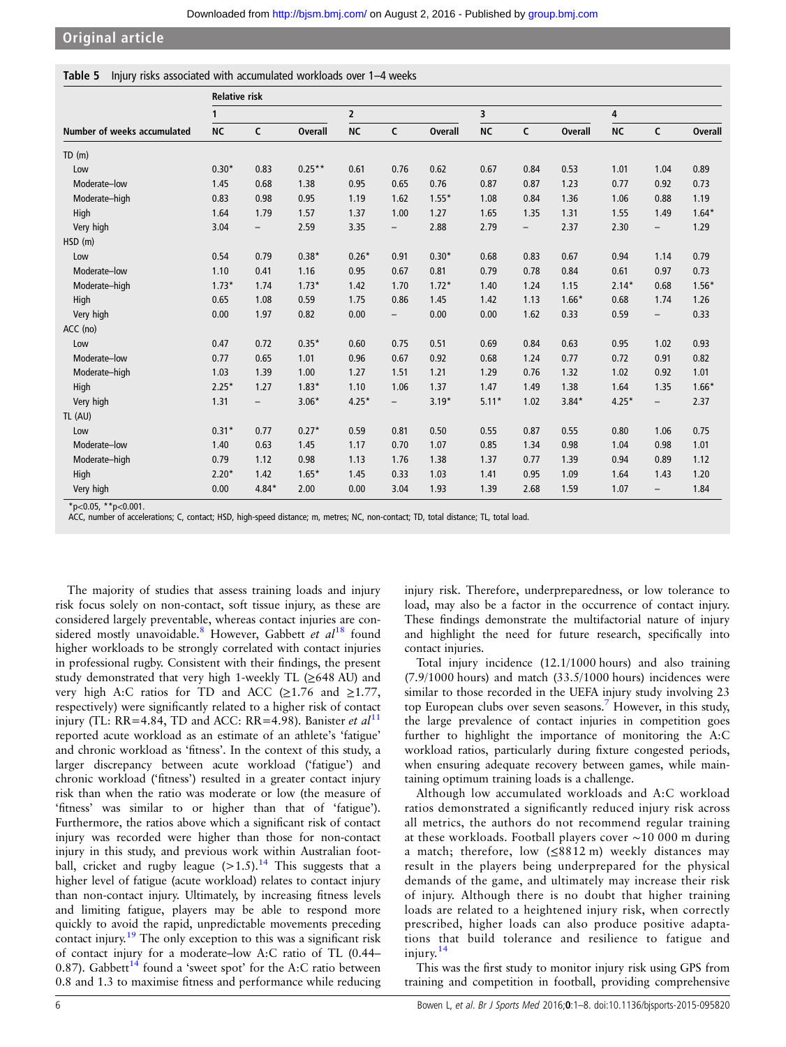**Table 5** Injury risks associated with accumulated workloads over 1–4 weeks

| Number of weeks accumulated | Relative risk | | | | | | | | | | | |
|---|---|---|---|---|---|---|---|---|---|---|---|---|
| | 1 | | | 2 | | | 3 | | | 4 | | |
| | NC | C | Overall | NC | C | Overall | NC | C | Overall | NC | C | Overall |
| TD (m) | | | | | | | | | | | | |
| Low | 0.30* | 0.83 | 0.25** | 0.61 | 0.76 | 0.62 | 0.67 | 0.84 | 0.53 | 1.01 | 1.04 | 0.89 |
| Moderate–low | 1.45 | 0.68 | 1.38 | 0.95 | 0.65 | 0.76 | 0.87 | 0.87 | 1.23 | 0.77 | 0.92 | 0.73 |
| Moderate–high | 0.83 | 0.98 | 0.95 | 1.19 | 1.62 | 1.55* | 1.08 | 0.84 | 1.36 | 1.06 | 0.88 | 1.19 |
| High | 1.64 | 1.79 | 1.57 | 1.37 | 1.00 | 1.27 | 1.65 | 1.35 | 1.31 | 1.55 | 1.49 | 1.64* |
| Very high | 3.04 | – | 2.59 | 3.35 | – | 2.88 | 2.79 | – | 2.37 | 2.30 | – | 1.29 |
| HSD (m) | | | | | | | | | | | | |
| Low | 0.54 | 0.79 | 0.38* | 0.26* | 0.91 | 0.30* | 0.68 | 0.83 | 0.67 | 0.94 | 1.14 | 0.79 |
| Moderate–low | 1.10 | 0.41 | 1.16 | 0.95 | 0.67 | 0.81 | 0.79 | 0.78 | 0.84 | 0.61 | 0.97 | 0.73 |
| Moderate–high | 1.73* | 1.74 | 1.73* | 1.42 | 1.70 | 1.72* | 1.40 | 1.24 | 1.15 | 2.14* | 0.68 | 1.56* |
| High | 0.65 | 1.08 | 0.59 | 1.75 | 0.86 | 1.45 | 1.42 | 1.13 | 1.66* | 0.68 | 1.74 | 1.26 |
| Very high | 0.00 | 1.97 | 0.82 | 0.00 | – | 0.00 | 0.00 | 1.62 | 0.33 | 0.59 | – | 0.33 |
| ACC (no) | | | | | | | | | | | | |
| Low | 0.47 | 0.72 | 0.35* | 0.60 | 0.75 | 0.51 | 0.69 | 0.84 | 0.63 | 0.95 | 1.02 | 0.93 |
| Moderate–low | 0.77 | 0.65 | 1.01 | 0.96 | 0.67 | 0.92 | 0.68 | 1.24 | 0.77 | 0.72 | 0.91 | 0.82 |
| Moderate–high | 1.03 | 1.39 | 1.00 | 1.27 | 1.51 | 1.21 | 1.29 | 0.76 | 1.32 | 1.02 | 0.92 | 1.01 |
| High | 2.25* | 1.27 | 1.83* | 1.10 | 1.06 | 1.37 | 1.47 | 1.49 | 1.38 | 1.64 | 1.35 | 1.66* |
| Very high | 1.31 | – | 3.06* | 4.25* | – | 3.19* | 5.11* | 1.02 | 3.84* | 4.25* | – | 2.37 |
| TL (AU) | | | | | | | | | | | | |
| Low | 0.31* | 0.77 | 0.27* | 0.59 | 0.81 | 0.50 | 0.55 | 0.87 | 0.55 | 0.80 | 1.06 | 0.75 |
| Moderate–low | 1.40 | 0.63 | 1.45 | 1.17 | 0.70 | 1.07 | 0.85 | 1.34 | 0.98 | 1.04 | 0.98 | 1.01 |
| Moderate–high | 0.79 | 1.12 | 0.98 | 1.13 | 1.76 | 1.38 | 1.37 | 0.77 | 1.39 | 0.94 | 0.89 | 1.12 |
| High | 2.20* | 1.42 | 1.65* | 1.45 | 0.33 | 1.03 | 1.41 | 0.95 | 1.09 | 1.64 | 1.43 | 1.20 |
| Very high | 0.00 | 4.84* | 2.00 | 0.00 | 3.04 | 1.93 | 1.39 | 2.68 | 1.59 | 1.07 | – | 1.84 |

*p<0.05, **p<0.001.
ACC, number of accelerations; C, contact; HSD, high-speed distance; m, metres; NC, non-contact; TD, total distance; TL, total load.

The majority of studies that assess training loads and injury risk focus solely on non-contact, soft tissue injury, as these are considered largely preventable, whereas contact injuries are considered mostly unavoidable.[8] However, Gabbett *et al*[18] found higher workloads to be strongly correlated with contact injuries in professional rugby. Consistent with their findings, the present study demonstrated that very high 1-weekly TL (≥648 AU) and very high A:C ratios for TD and ACC (≥1.76 and ≥1.77, respectively) were significantly related to a higher risk of contact injury (TL: RR=4.84, TD and ACC: RR=4.98). Banister *et al*[11] reported acute workload as an estimate of an athlete's 'fatigue' and chronic workload as 'fitness'. In the context of this study, a larger discrepancy between acute workload ('fatigue') and chronic workload ('fitness') resulted in a greater contact injury risk than when the ratio was moderate or low (the measure of 'fitness' was similar to or higher than that of 'fatigue'). Furthermore, the ratios above which a significant risk of contact injury was recorded were higher than those for non-contact injury in this study, and previous work within Australian football, cricket and rugby league (>1.5).[14] This suggests that a higher level of fatigue (acute workload) relates to contact injury than non-contact injury. Ultimately, by increasing fitness levels and limiting fatigue, players may be able to respond more quickly to avoid the rapid, unpredictable movements preceding contact injury.[19] The only exception to this was a significant risk of contact injury for a moderate–low A:C ratio of TL (0.44–0.87). Gabbett[14] found a 'sweet spot' for the A:C ratio between 0.8 and 1.3 to maximise fitness and performance while reducing injury risk. Therefore, underpreparedness, or low tolerance to load, may also be a factor in the occurrence of contact injury. These findings demonstrate the multifactorial nature of injury and highlight the need for future research, specifically into contact injuries.

Total injury incidence (12.1/1000 hours) and also training (7.9/1000 hours) and match (33.5/1000 hours) incidences were similar to those recorded in the UEFA injury study involving 23 top European clubs over seven seasons.[7] However, in this study, the large prevalence of contact injuries in competition goes further to highlight the importance of monitoring the A:C workload ratios, particularly during fixture congested periods, when ensuring adequate recovery between games, while maintaining optimum training loads is a challenge.

Although low accumulated workloads and A:C workload ratios demonstrated a significantly reduced injury risk across all metrics, the authors do not recommend regular training at these workloads. Football players cover ∼10 000 m during a match; therefore, low (≤8812 m) weekly distances may result in the players being underprepared for the physical demands of the game, and ultimately may increase their risk of injury. Although there is no doubt that higher training loads are related to a heightened injury risk, when correctly prescribed, higher loads can also produce positive adaptations that build tolerance and resilience to fatigue and injury.[14]

This was the first study to monitor injury risk using GPS from training and competition in football, providing comprehensive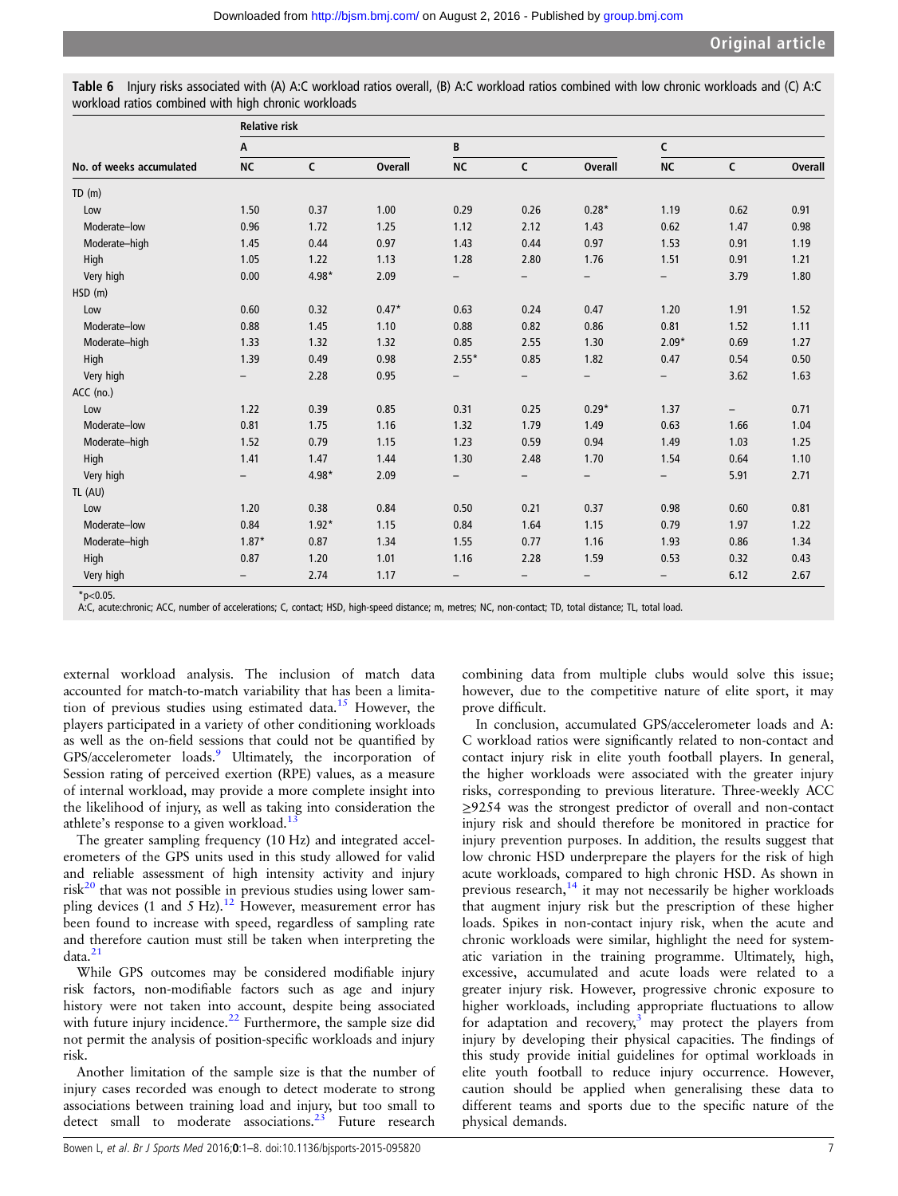Table 6 Injury risks associated with (A) A:C workload ratios overall, (B) A:C workload ratios combined with low chronic workloads and (C) A:C workload ratios combined with high chronic workloads

| | Relative risk | | | | | | | | |
|---|---|---|---|---|---|---|---|---|---|
| | A | | | B | | | C | | |
| No. of weeks accumulated | NC | C | Overall | NC | C | Overall | NC | C | Overall |
| TD (m) | | | | | | | | | |
| Low | 1.50 | 0.37 | 1.00 | 0.29 | 0.26 | 0.28* | 1.19 | 0.62 | 0.91 |
| Moderate–low | 0.96 | 1.72 | 1.25 | 1.12 | 2.12 | 1.43 | 0.62 | 1.47 | 0.98 |
| Moderate–high | 1.45 | 0.44 | 0.97 | 1.43 | 0.44 | 0.97 | 1.53 | 0.91 | 1.19 |
| High | 1.05 | 1.22 | 1.13 | 1.28 | 2.80 | 1.76 | 1.51 | 0.91 | 1.21 |
| Very high | 0.00 | 4.98* | 2.09 | – | – | – | – | 3.79 | 1.80 |
| HSD (m) | | | | | | | | | |
| Low | 0.60 | 0.32 | 0.47* | 0.63 | 0.24 | 0.47 | 1.20 | 1.91 | 1.52 |
| Moderate–low | 0.88 | 1.45 | 1.10 | 0.88 | 0.82 | 0.86 | 0.81 | 1.52 | 1.11 |
| Moderate–high | 1.33 | 1.32 | 1.32 | 0.85 | 2.55 | 1.30 | 2.09* | 0.69 | 1.27 |
| High | 1.39 | 0.49 | 0.98 | 2.55* | 0.85 | 1.82 | 0.47 | 0.54 | 0.50 |
| Very high | – | 2.28 | 0.95 | – | – | – | – | 3.62 | 1.63 |
| ACC (no.) | | | | | | | | | |
| Low | 1.22 | 0.39 | 0.85 | 0.31 | 0.25 | 0.29* | 1.37 | – | 0.71 |
| Moderate–low | 0.81 | 1.75 | 1.16 | 1.32 | 1.79 | 1.49 | 0.63 | 1.66 | 1.04 |
| Moderate–high | 1.52 | 0.79 | 1.15 | 1.23 | 0.59 | 0.94 | 1.49 | 1.03 | 1.25 |
| High | 1.41 | 1.47 | 1.44 | 1.30 | 2.48 | 1.70 | 1.54 | 0.64 | 1.10 |
| Very high | – | 4.98* | 2.09 | – | – | – | – | 5.91 | 2.71 |
| TL (AU) | | | | | | | | | |
| Low | 1.20 | 0.38 | 0.84 | 0.50 | 0.21 | 0.37 | 0.98 | 0.60 | 0.81 |
| Moderate–low | 0.84 | 1.92* | 1.15 | 0.84 | 1.64 | 1.15 | 0.79 | 1.97 | 1.22 |
| Moderate–high | 1.87* | 0.87 | 1.34 | 1.55 | 0.77 | 1.16 | 1.93 | 0.86 | 1.34 |
| High | 0.87 | 1.20 | 1.01 | 1.16 | 2.28 | 1.59 | 0.53 | 0.32 | 0.43 |
| Very high | – | 2.74 | 1.17 | – | – | – | – | 6.12 | 2.67 |

*p<0.05.
A:C, acute:chronic; ACC, number of accelerations; C, contact; HSD, high-speed distance; m, metres; NC, non-contact; TD, total distance; TL, total load.

external workload analysis. The inclusion of match data accounted for match-to-match variability that has been a limitation of previous studies using estimated data.[15] However, the players participated in a variety of other conditioning workloads as well as the on-field sessions that could not be quantified by GPS/accelerometer loads.[9] Ultimately, the incorporation of Session rating of perceived exertion (RPE) values, as a measure of internal workload, may provide a more complete insight into the likelihood of injury, as well as taking into consideration the athlete's response to a given workload.[13]

The greater sampling frequency (10 Hz) and integrated accelerometers of the GPS units used in this study allowed for valid and reliable assessment of high intensity activity and injury risk[20] that was not possible in previous studies using lower sampling devices (1 and 5 Hz).[12] However, measurement error has been found to increase with speed, regardless of sampling rate and therefore caution must still be taken when interpreting the data.[21]

While GPS outcomes may be considered modifiable injury risk factors, non-modifiable factors such as age and injury history were not taken into account, despite being associated with future injury incidence.[22] Furthermore, the sample size did not permit the analysis of position-specific workloads and injury risk.

Another limitation of the sample size is that the number of injury cases recorded was enough to detect moderate to strong associations between training load and injury, but too small to detect small to moderate associations.[23] Future research combining data from multiple clubs would solve this issue; however, due to the competitive nature of elite sport, it may prove difficult.

In conclusion, accumulated GPS/accelerometer loads and A:C workload ratios were significantly related to non-contact and contact injury risk in elite youth football players. In general, the higher workloads were associated with the greater injury risks, corresponding to previous literature. Three-weekly ACC ≥9254 was the strongest predictor of overall and non-contact injury risk and should therefore be monitored in practice for injury prevention purposes. In addition, the results suggest that low chronic HSD underprepare the players for the risk of high acute workloads, compared to high chronic HSD. As shown in previous research,[14] it may not necessarily be higher workloads that augment injury risk but the prescription of these higher loads. Spikes in non-contact injury risk, when the acute and chronic workloads were similar, highlight the need for systematic variation in the training programme. Ultimately, high, excessive, accumulated and acute loads were related to a greater injury risk. However, progressive chronic exposure to higher workloads, including appropriate fluctuations to allow for adaptation and recovery,[3] may protect the players from injury by developing their physical capacities. The findings of this study provide initial guidelines for optimal workloads in elite youth football to reduce injury occurrence. However, caution should be applied when generalising these data to different teams and sports due to the specific nature of the physical demands.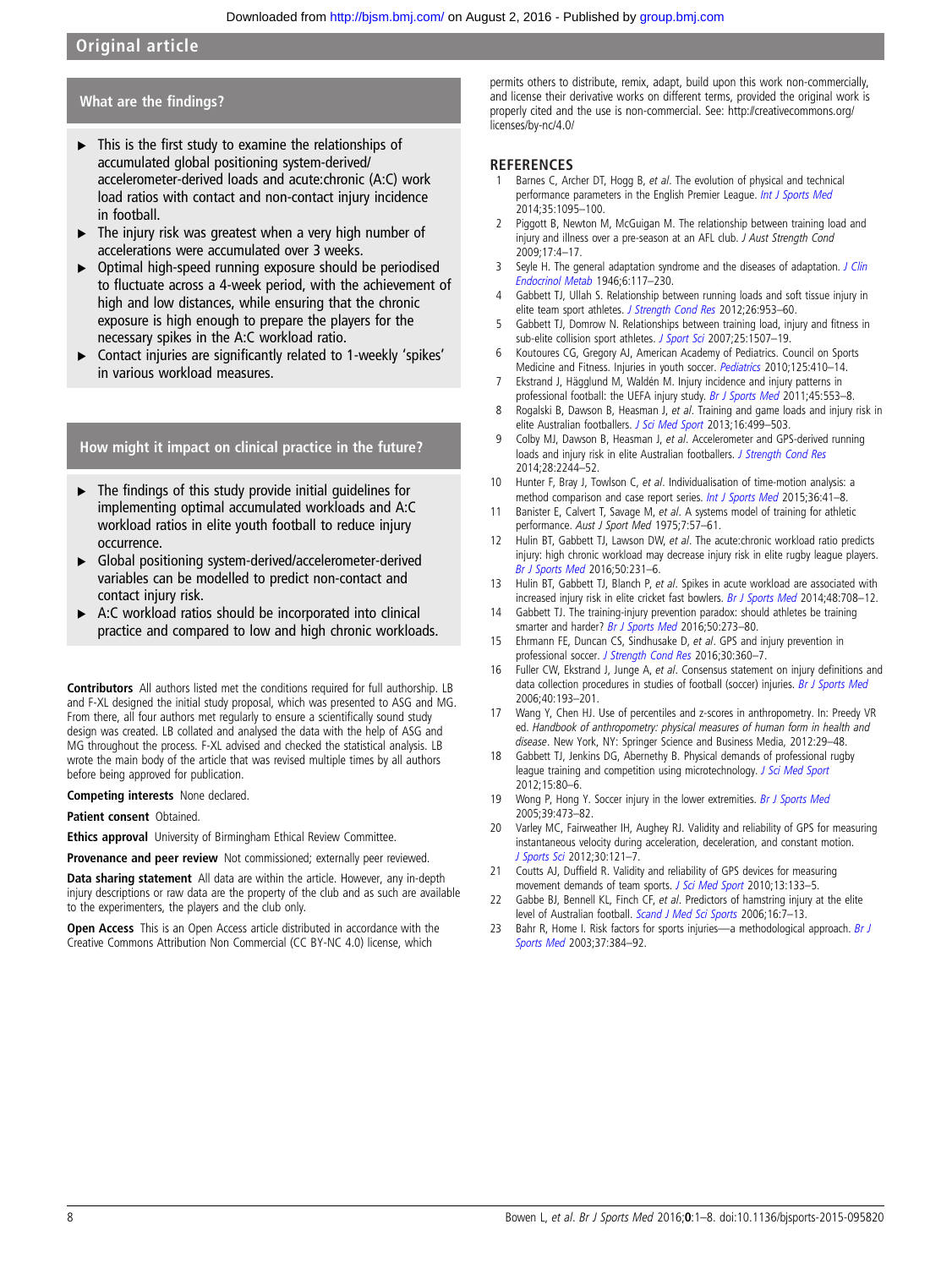## What are the findings?

- This is the first study to examine the relationships of accumulated global positioning system-derived/accelerometer-derived loads and acute:chronic (A:C) work load ratios with contact and non-contact injury incidence in football.
- The injury risk was greatest when a very high number of accelerations were accumulated over 3 weeks.
- Optimal high-speed running exposure should be periodised to fluctuate across a 4-week period, with the achievement of high and low distances, while ensuring that the chronic exposure is high enough to prepare the players for the necessary spikes in the A:C workload ratio.
- Contact injuries are significantly related to 1-weekly 'spikes' in various workload measures.

## How might it impact on clinical practice in the future?

- The findings of this study provide initial guidelines for implementing optimal accumulated workloads and A:C workload ratios in elite youth football to reduce injury occurrence.
- Global positioning system-derived/accelerometer-derived variables can be modelled to predict non-contact and contact injury risk.
- A:C workload ratios should be incorporated into clinical practice and compared to low and high chronic workloads.

**Contributors** All authors listed met the conditions required for full authorship. LB and F-XL designed the initial study proposal, which was presented to ASG and MG. From there, all four authors met regularly to ensure a scientifically sound study design was created. LB collated and analysed the data with the help of ASG and MG throughout the process. F-XL advised and checked the statistical analysis. LB wrote the main body of the article that was revised multiple times by all authors before being approved for publication.

**Competing interests** None declared.

**Patient consent** Obtained.

**Ethics approval** University of Birmingham Ethical Review Committee.

**Provenance and peer review** Not commissioned; externally peer reviewed.

**Data sharing statement** All data are within the article. However, any in-depth injury descriptions or raw data are the property of the club and as such are available to the experimenters, the players and the club only.

**Open Access** This is an Open Access article distributed in accordance with the Creative Commons Attribution Non Commercial (CC BY-NC 4.0) license, which permits others to distribute, remix, adapt, build upon this work non-commercially, and license their derivative works on different terms, provided the original work is properly cited and the use is non-commercial. See: http://creativecommons.org/licenses/by-nc/4.0/

## REFERENCES

1. Barnes C, Archer DT, Hogg B, *et al*. The evolution of physical and technical performance parameters in the English Premier League. *Int J Sports Med* 2014;35:1095–100.
2. Piggott B, Newton M, McGuigan M. The relationship between training load and injury and illness over a pre-season at an AFL club. *J Aust Strength Cond* 2009;17:4–17.
3. Seyle H. The general adaptation syndrome and the diseases of adaptation. *J Clin Endocrinol Metab* 1946;6:117–230.
4. Gabbett TJ, Ullah S. Relationship between running loads and soft tissue injury in elite team sport athletes. *J Strength Cond Res* 2012;26:953–60.
5. Gabbett TJ, Domrow N. Relationships between training load, injury and fitness in sub-elite collision sport athletes. *J Sport Sci* 2007;25:1507–19.
6. Koutoures CG, Gregory AJ, American Academy of Pediatrics. Council on Sports Medicine and Fitness. Injuries in youth soccer. *Pediatrics* 2010;125:410–14.
7. Ekstrand J, Hägglund M, Waldén M. Injury incidence and injury patterns in professional football: the UEFA injury study. *Br J Sports Med* 2011;45:553–8.
8. Rogalski B, Dawson B, Heasman J, *et al*. Training and game loads and injury risk in elite Australian footballers. *J Sci Med Sport* 2013;16:499–503.
9. Colby MJ, Dawson B, Heasman J, *et al*. Accelerometer and GPS-derived running loads and injury risk in elite Australian footballers. *J Strength Cond Res* 2014;28:2244–52.
10. Hunter F, Bray J, Towlson C, *et al*. Individualisation of time-motion analysis: a method comparison and case report series. *Int J Sports Med* 2015;36:41–8.
11. Banister E, Calvert T, Savage M, *et al*. A systems model of training for athletic performance. *Aust J Sport Med* 1975;7:57–61.
12. Hulin BT, Gabbett TJ, Lawson DW, *et al*. The acute:chronic workload ratio predicts injury: high chronic workload may decrease injury risk in elite rugby league players. *Br J Sports Med* 2016;50:231–6.
13. Hulin BT, Gabbett TJ, Blanch P, *et al*. Spikes in acute workload are associated with increased injury risk in elite cricket fast bowlers. *Br J Sports Med* 2014;48:708–12.
14. Gabbett TJ. The training-injury prevention paradox: should athletes be training smarter and harder? *Br J Sports Med* 2016;50:273–80.
15. Ehrmann FE, Duncan CS, Sindhusake D, *et al*. GPS and injury prevention in professional soccer. *J Strength Cond Res* 2016;30:360–7.
16. Fuller CW, Ekstrand J, Junge A, *et al*. Consensus statement on injury definitions and data collection procedures in studies of football (soccer) injuries. *Br J Sports Med* 2006;40:193–201.
17. Wang Y, Chen HJ. Use of percentiles and z-scores in anthropometry. In: Preedy VR ed. *Handbook of anthropometry: physical measures of human form in health and disease*. New York, NY: Springer Science and Business Media, 2012:29–48.
18. Gabbett TJ, Jenkins DG, Abernethy B. Physical demands of professional rugby league training and competition using microtechnology. *J Sci Med Sport* 2012;15:80–6.
19. Wong P, Hong Y. Soccer injury in the lower extremities. *Br J Sports Med* 2005;39:473–82.
20. Varley MC, Fairweather IH, Aughey RJ. Validity and reliability of GPS for measuring instantaneous velocity during acceleration, deceleration, and constant motion. *J Sports Sci* 2012;30:121–7.
21. Coutts AJ, Duffield R. Validity and reliability of GPS devices for measuring movement demands of team sports. *J Sci Med Sport* 2010;13:133–5.
22. Gabbe BJ, Bennell KL, Finch CF, *et al*. Predictors of hamstring injury at the elite level of Australian football. *Scand J Med Sci Sports* 2006;16:7–13.
23. Bahr R, Home I. Risk factors for sports injuries—a methodological approach. *Br J Sports Med* 2003;37:384–92.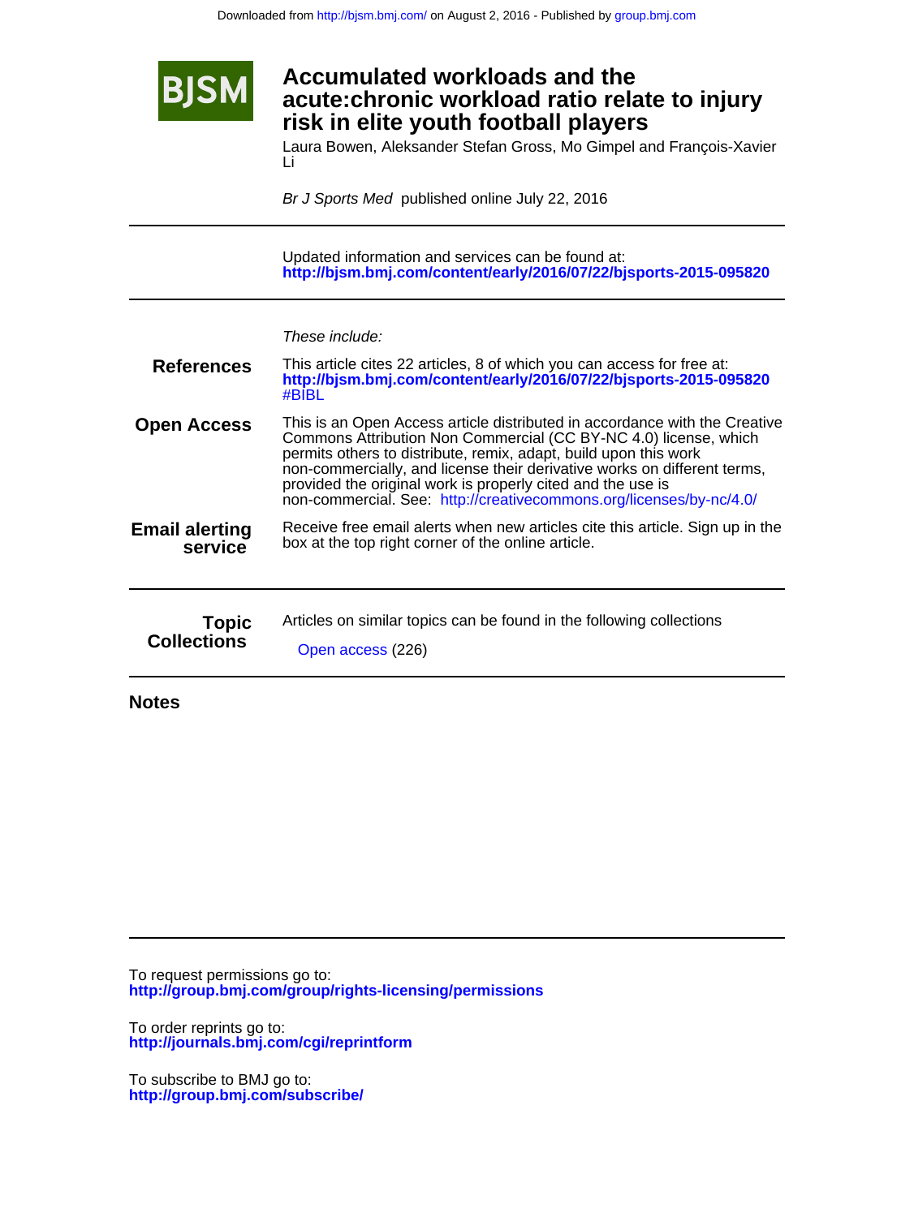# Accumulated workloads and the acute:chronic workload ratio relate to injury risk in elite youth football players

Laura Bowen, Aleksander Stefan Gross, Mo Gimpel and François-Xavier Li

*Br J Sports Med* published online July 22, 2016

Updated information and services can be found at:
**http://bjsm.bmj.com/content/early/2016/07/22/bjsports-2015-095820**

*These include:*

**References**
This article cites 22 articles, 8 of which you can access for free at:
**http://bjsm.bmj.com/content/early/2016/07/22/bjsports-2015-095820**
#BIBL

**Open Access**
This is an Open Access article distributed in accordance with the Creative Commons Attribution Non Commercial (CC BY-NC 4.0) license, which permits others to distribute, remix, adapt, build upon this work non-commercially, and license their derivative works on different terms, provided the original work is properly cited and the use is non-commercial. See: http://creativecommons.org/licenses/by-nc/4.0/

**Email alerting service**
Receive free email alerts when new articles cite this article. Sign up in the box at the top right corner of the online article.

**Topic Collections**
Articles on similar topics can be found in the following collections

Open access (226)

## Notes

To request permissions go to:
**http://group.bmj.com/group/rights-licensing/permissions**

To order reprints go to:
**http://journals.bmj.com/cgi/reprintform**

To subscribe to BMJ go to:
**http://group.bmj.com/subscribe/**